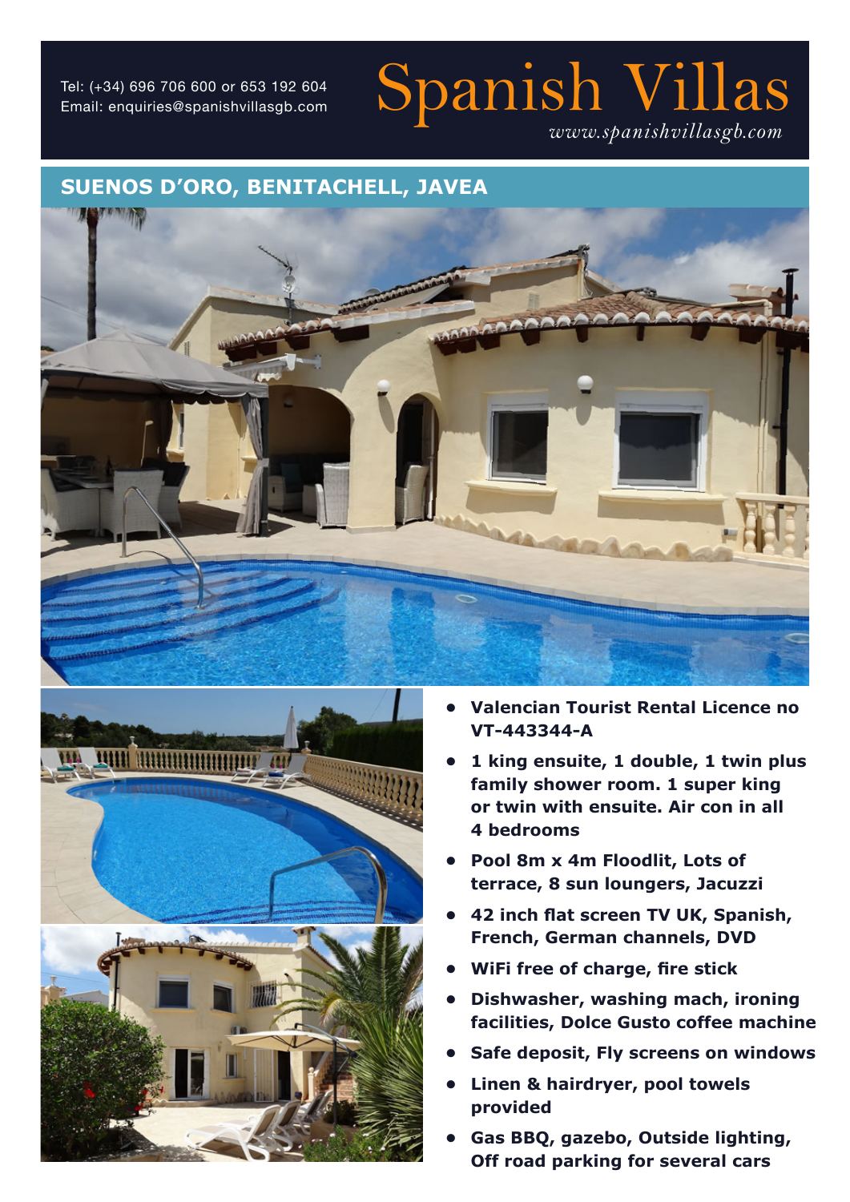Tel: (+34) 696 706 600 or 653 192 604
Email: enquiries@spanishvillasgb.com

# Spanish Villas

*www.spanishvillasgb.com*

## SUENOS D'ORO, BENITACHELL, JAVEA

- **Valencian Tourist Rental Licence no VT-443344-A**
- **1 king ensuite, 1 double, 1 twin plus family shower room. 1 super king or twin with ensuite. Air con in all 4 bedrooms**
- **Pool 8m x 4m Floodlit, Lots of terrace, 8 sun loungers, Jacuzzi**
- **42 inch flat screen TV UK, Spanish, French, German channels, DVD**
- **WiFi free of charge, fire stick**
- **Dishwasher, washing mach, ironing facilities, Dolce Gusto coffee machine**
- **Safe deposit, Fly screens on windows**
- **Linen & hairdryer, pool towels provided**
- **Gas BBQ, gazebo, Outside lighting, Off road parking for several cars**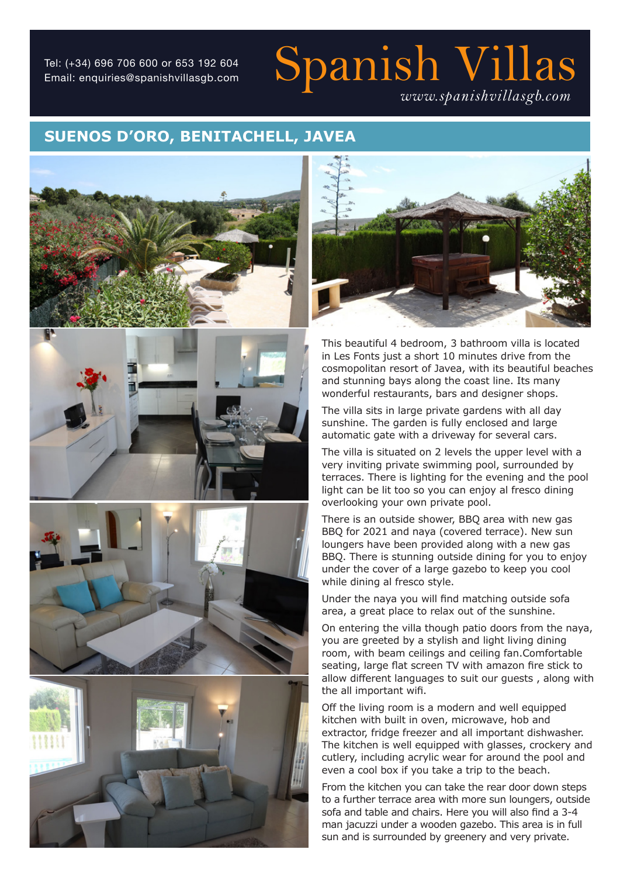Tel: (+34) 696 706 600 or 653 192 604
Email: enquiries@spanishvillasgb.com

# Spanish Villas

*www.spanishvillasgb.com*

## SUENOS D'ORO, BENITACHELL, JAVEA

This beautiful 4 bedroom, 3 bathroom villa is located in Les Fonts just a short 10 minutes drive from the cosmopolitan resort of Javea, with its beautiful beaches and stunning bays along the coast line. Its many wonderful restaurants, bars and designer shops.

The villa sits in large private gardens with all day sunshine. The garden is fully enclosed and large automatic gate with a driveway for several cars.

The villa is situated on 2 levels the upper level with a very inviting private swimming pool, surrounded by terraces. There is lighting for the evening and the pool light can be lit too so you can enjoy al fresco dining overlooking your own private pool.

There is an outside shower, BBQ area with new gas BBQ for 2021 and naya (covered terrace). New sun loungers have been provided along with a new gas BBQ. There is stunning outside dining for you to enjoy under the cover of a large gazebo to keep you cool while dining al fresco style.

Under the naya you will find matching outside sofa area, a great place to relax out of the sunshine.

On entering the villa though patio doors from the naya, you are greeted by a stylish and light living dining room, with beam ceilings and ceiling fan.Comfortable seating, large flat screen TV with amazon fire stick to allow different languages to suit our guests , along with the all important wifi.

Off the living room is a modern and well equipped kitchen with built in oven, microwave, hob and extractor, fridge freezer and all important dishwasher. The kitchen is well equipped with glasses, crockery and cutlery, including acrylic wear for around the pool and even a cool box if you take a trip to the beach.

From the kitchen you can take the rear door down steps to a further terrace area with more sun loungers, outside sofa and table and chairs. Here you will also find a 3-4 man jacuzzi under a wooden gazebo. This area is in full sun and is surrounded by greenery and very private.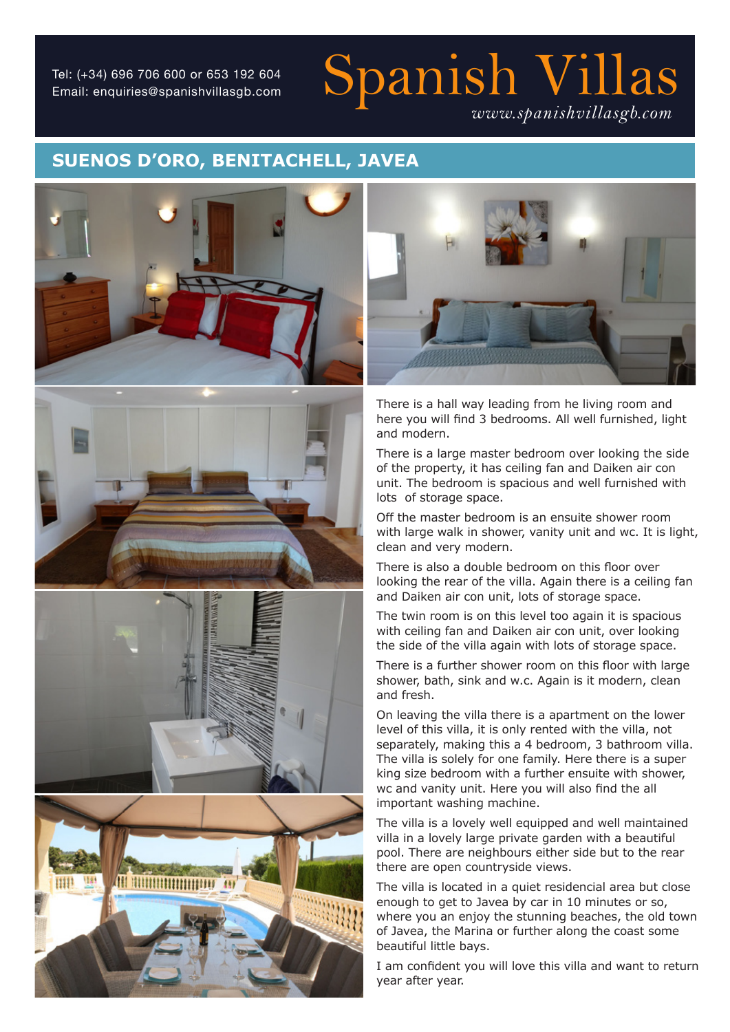Tel: (+34) 696 706 600 or 653 192 604
Email: enquiries@spanishvillasgb.com

# Spanish Villas

*www.spanishvillasgb.com*

## SUENOS D'ORO, BENITACHELL, JAVEA

There is a hall way leading from he living room and here you will find 3 bedrooms. All well furnished, light and modern.

There is a large master bedroom over looking the side of the property, it has ceiling fan and Daiken air con unit. The bedroom is spacious and well furnished with lots of storage space.

Off the master bedroom is an ensuite shower room with large walk in shower, vanity unit and wc. It is light, clean and very modern.

There is also a double bedroom on this floor over looking the rear of the villa. Again there is a ceiling fan and Daiken air con unit, lots of storage space.

The twin room is on this level too again it is spacious with ceiling fan and Daiken air con unit, over looking the side of the villa again with lots of storage space.

There is a further shower room on this floor with large shower, bath, sink and w.c. Again is it modern, clean and fresh.

On leaving the villa there is a apartment on the lower level of this villa, it is only rented with the villa, not separately, making this a 4 bedroom, 3 bathroom villa. The villa is solely for one family. Here there is a super king size bedroom with a further ensuite with shower, wc and vanity unit. Here you will also find the all important washing machine.

The villa is a lovely well equipped and well maintained villa in a lovely large private garden with a beautiful pool. There are neighbours either side but to the rear there are open countryside views.

The villa is located in a quiet residencial area but close enough to get to Javea by car in 10 minutes or so, where you an enjoy the stunning beaches, the old town of Javea, the Marina or further along the coast some beautiful little bays.

I am confident you will love this villa and want to return year after year.